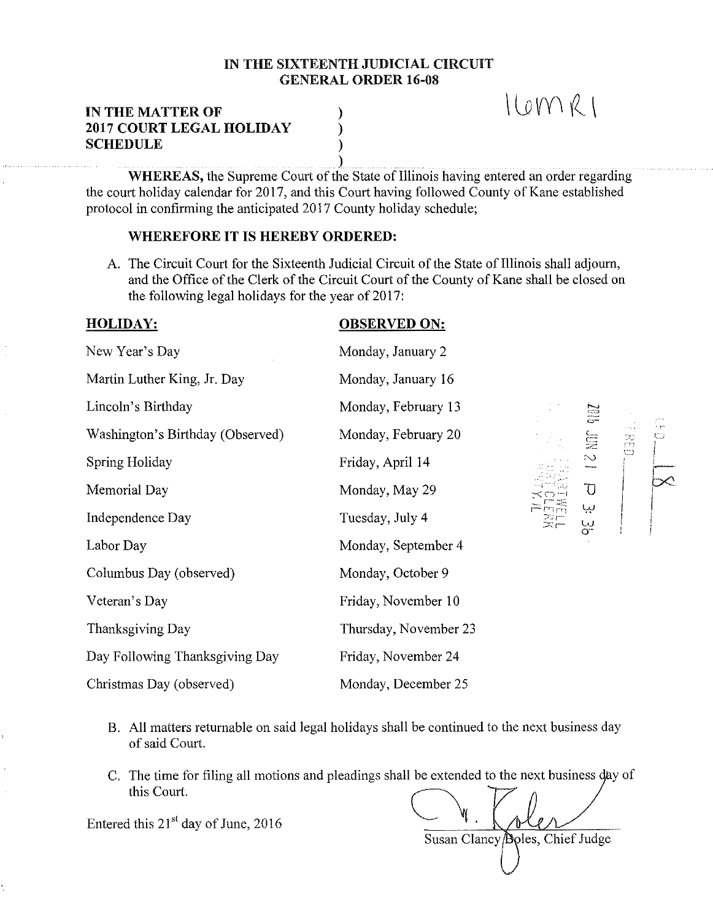**IN THE SIXTEENTH JUDICIAL CIRCUIT**
**GENERAL ORDER 16-08**

16MR1

**IN THE MATTER OF**
**2017 COURT LEGAL HOLIDAY**
**SCHEDULE**

**WHEREAS,** the Supreme Court of the State of Illinois having entered an order regarding the court holiday calendar for 2017, and this Court having followed County of Kane established protocol in confirming the anticipated 2017 County holiday schedule;

**WHEREFORE IT IS HEREBY ORDERED:**

A. The Circuit Court for the Sixteenth Judicial Circuit of the State of Illinois shall adjourn, and the Office of the Clerk of the Circuit Court of the County of Kane shall be closed on the following legal holidays for the year of 2017:

| HOLIDAY: | OBSERVED ON: |
|---|---|
| New Year's Day | Monday, January 2 |
| Martin Luther King, Jr. Day | Monday, January 16 |
| Lincoln's Birthday | Monday, February 13 |
| Washington's Birthday (Observed) | Monday, February 20 |
| Spring Holiday | Friday, April 14 |
| Memorial Day | Monday, May 29 |
| Independence Day | Tuesday, July 4 |
| Labor Day | Monday, September 4 |
| Columbus Day (observed) | Monday, October 9 |
| Veteran's Day | Friday, November 10 |
| Thanksgiving Day | Thursday, November 23 |
| Day Following Thanksgiving Day | Friday, November 24 |
| Christmas Day (observed) | Monday, December 25 |

2016 JUN 21 P 3:36

B. All matters returnable on said legal holidays shall be continued to the next business day of said Court.

C. The time for filing all motions and pleadings shall be extended to the next business day of this Court.

Entered this 21st day of June, 2016

Susan Clancy Boles, Chief Judge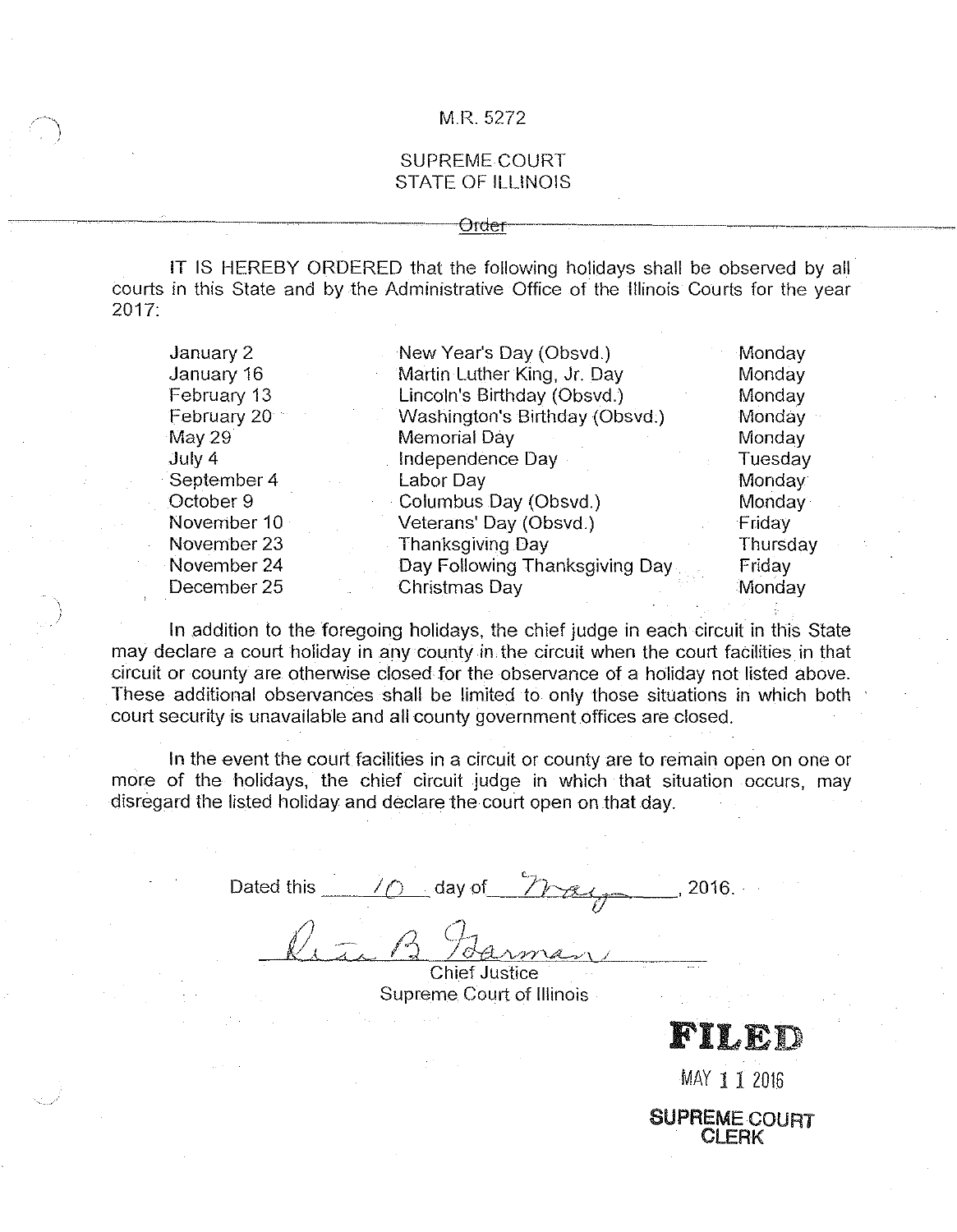M.R. 5272

SUPREME COURT
STATE OF ILLINOIS

Order

IT IS HEREBY ORDERED that the following holidays shall be observed by all courts in this State and by the Administrative Office of the Illinois Courts for the year 2017:

| | | |
|---|---|---|
| January 2 | New Year's Day (Obsvd.) | Monday |
| January 16 | Martin Luther King, Jr. Day | Monday |
| February 13 | Lincoln's Birthday (Obsvd.) | Monday |
| February 20 | Washington's Birthday (Obsvd.) | Monday |
| May 29 | Memorial Day | Monday |
| July 4 | Independence Day | Tuesday |
| September 4 | Labor Day | Monday |
| October 9 | Columbus Day (Obsvd.) | Monday |
| November 10 | Veterans' Day (Obsvd.) | Friday |
| November 23 | Thanksgiving Day | Thursday |
| November 24 | Day Following Thanksgiving Day | Friday |
| December 25 | Christmas Day | Monday |

In addition to the foregoing holidays, the chief judge in each circuit in this State may declare a court holiday in any county in the circuit when the court facilities in that circuit or county are otherwise closed for the observance of a holiday not listed above. These additional observances shall be limited to only those situations in which both court security is unavailable and all county government offices are closed.

In the event the court facilities in a circuit or county are to remain open on one or more of the holidays, the chief circuit judge in which that situation occurs, may disregard the listed holiday and declare the court open on that day.

Dated this 10 day of May, 2016.

Rita B. Garman
Chief Justice
Supreme Court of Illinois

**FILED**
MAY 11 2016
**SUPREME COURT CLERK**